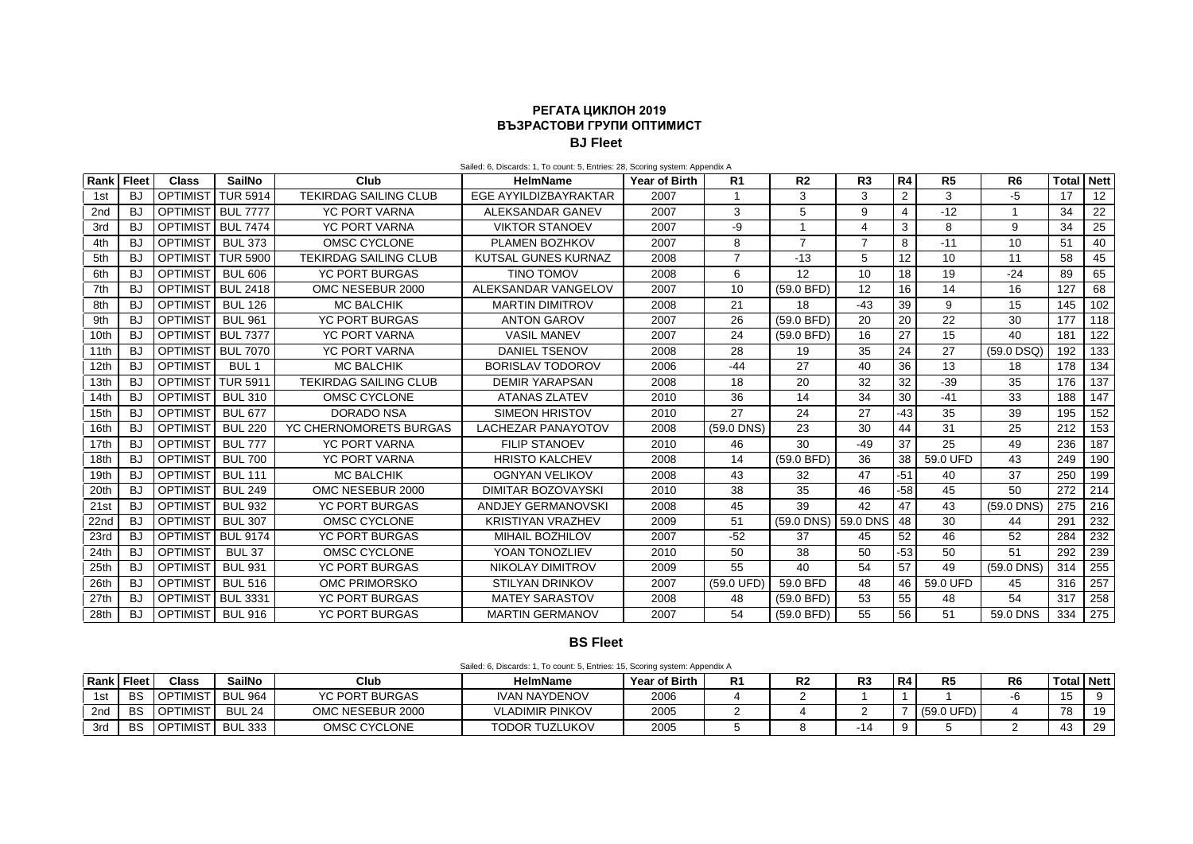# РЕГАТА ЦИКЛОН 2019

## ВЪЗРАСТОВИ ГРУПИ ОПТИМИСТ

### BJ Fleet

Sailed: 6, Discards: 1, To count: 5, Entries: 28, Scoring system: Appendix A

| Rank | Fleet | Class | SailNo | Club | HelmName | Year of Birth | R1 | R2 | R3 | R4 | R5 | R6 | Total | Nett |
|---|---|---|---|---|---|---|---|---|---|---|---|---|---|---|
| 1st | BJ | OPTIMIST | TUR 5914 | TEKIRDAG SAILING CLUB | EGE AYYILDIZBAYRAKTAR | 2007 | 1 | 3 | 3 | 2 | 3 | -5 | 17 | 12 |
| 2nd | BJ | OPTIMIST | BUL 7777 | YC PORT VARNA | ALEKSANDAR GANEV | 2007 | 3 | 5 | 9 | 4 | -12 | 1 | 34 | 22 |
| 3rd | BJ | OPTIMIST | BUL 7474 | YC PORT VARNA | VIKTOR STANOEV | 2007 | -9 | 1 | 4 | 3 | 8 | 9 | 34 | 25 |
| 4th | BJ | OPTIMIST | BUL 373 | OMSC CYCLONE | PLAMEN BOZHKOV | 2007 | 8 | 7 | 7 | 8 | -11 | 10 | 51 | 40 |
| 5th | BJ | OPTIMIST | TUR 5900 | TEKIRDAG SAILING CLUB | KUTSAL GUNES KURNAZ | 2008 | 7 | -13 | 5 | 12 | 10 | 11 | 58 | 45 |
| 6th | BJ | OPTIMIST | BUL 606 | YC PORT BURGAS | TINO TOMOV | 2008 | 6 | 12 | 10 | 18 | 19 | -24 | 89 | 65 |
| 7th | BJ | OPTIMIST | BUL 2418 | OMC NESEBUR 2000 | ALEKSANDAR VANGELOV | 2007 | 10 | (59.0 BFD) | 12 | 16 | 14 | 16 | 127 | 68 |
| 8th | BJ | OPTIMIST | BUL 126 | MC BALCHIK | MARTIN DIMITROV | 2008 | 21 | 18 | -43 | 39 | 9 | 15 | 145 | 102 |
| 9th | BJ | OPTIMIST | BUL 961 | YC PORT BURGAS | ANTON GAROV | 2007 | 26 | (59.0 BFD) | 20 | 20 | 22 | 30 | 177 | 118 |
| 10th | BJ | OPTIMIST | BUL 7377 | YC PORT VARNA | VASIL MANEV | 2007 | 24 | (59.0 BFD) | 16 | 27 | 15 | 40 | 181 | 122 |
| 11th | BJ | OPTIMIST | BUL 7070 | YC PORT VARNA | DANIEL TSENOV | 2008 | 28 | 19 | 35 | 24 | 27 | (59.0 DSQ) | 192 | 133 |
| 12th | BJ | OPTIMIST | BUL 1 | MC BALCHIK | BORISLAV TODOROV | 2006 | -44 | 27 | 40 | 36 | 13 | 18 | 178 | 134 |
| 13th | BJ | OPTIMIST | TUR 5911 | TEKIRDAG SAILING CLUB | DEMIR YARAPSAN | 2008 | 18 | 20 | 32 | 32 | -39 | 35 | 176 | 137 |
| 14th | BJ | OPTIMIST | BUL 310 | OMSC CYCLONE | ATANAS ZLATEV | 2010 | 36 | 14 | 34 | 30 | -41 | 33 | 188 | 147 |
| 15th | BJ | OPTIMIST | BUL 677 | DORADO NSA | SIMEON HRISTOV | 2010 | 27 | 24 | 27 | -43 | 35 | 39 | 195 | 152 |
| 16th | BJ | OPTIMIST | BUL 220 | YC CHERNOMORETS BURGAS | LACHEZAR PANAYOTOV | 2008 | (59.0 DNS) | 23 | 30 | 44 | 31 | 25 | 212 | 153 |
| 17th | BJ | OPTIMIST | BUL 777 | YC PORT VARNA | FILIP STANOEV | 2010 | 46 | 30 | -49 | 37 | 25 | 49 | 236 | 187 |
| 18th | BJ | OPTIMIST | BUL 700 | YC PORT VARNA | HRISTO KALCHEV | 2008 | 14 | (59.0 BFD) | 36 | 38 | 59.0 UFD | 43 | 249 | 190 |
| 19th | BJ | OPTIMIST | BUL 111 | MC BALCHIK | OGNYAN VELIKOV | 2008 | 43 | 32 | 47 | -51 | 40 | 37 | 250 | 199 |
| 20th | BJ | OPTIMIST | BUL 249 | OMC NESEBUR 2000 | DIMITAR BOZOVAYSKI | 2010 | 38 | 35 | 46 | -58 | 45 | 50 | 272 | 214 |
| 21st | BJ | OPTIMIST | BUL 932 | YC PORT BURGAS | ANDJEY GERMANOVSKI | 2008 | 45 | 39 | 42 | 47 | 43 | (59.0 DNS) | 275 | 216 |
| 22nd | BJ | OPTIMIST | BUL 307 | OMSC CYCLONE | KRISTIYAN VRAZHEV | 2009 | 51 | (59.0 DNS) | 59.0 DNS | 48 | 30 | 44 | 291 | 232 |
| 23rd | BJ | OPTIMIST | BUL 9174 | YC PORT BURGAS | MIHAIL BOZHILOV | 2007 | -52 | 37 | 45 | 52 | 46 | 52 | 284 | 232 |
| 24th | BJ | OPTIMIST | BUL 37 | OMSC CYCLONE | YOAN TONOZLIEV | 2010 | 50 | 38 | 50 | -53 | 50 | 51 | 292 | 239 |
| 25th | BJ | OPTIMIST | BUL 931 | YC PORT BURGAS | NIKOLAY DIMITROV | 2009 | 55 | 40 | 54 | 57 | 49 | (59.0 DNS) | 314 | 255 |
| 26th | BJ | OPTIMIST | BUL 516 | OMC PRIMORSKO | STILYAN DRINKOV | 2007 | (59.0 UFD) | 59.0 BFD | 48 | 46 | 59.0 UFD | 45 | 316 | 257 |
| 27th | BJ | OPTIMIST | BUL 3331 | YC PORT BURGAS | MATEY SARASTOV | 2008 | 48 | (59.0 BFD) | 53 | 55 | 48 | 54 | 317 | 258 |
| 28th | BJ | OPTIMIST | BUL 916 | YC PORT BURGAS | MARTIN GERMANOV | 2007 | 54 | (59.0 BFD) | 55 | 56 | 51 | 59.0 DNS | 334 | 275 |

### BS Fleet

Sailed: 6, Discards: 1, To count: 5, Entries: 15, Scoring system: Appendix A

| Rank | Fleet | Class | SailNo | Club | HelmName | Year of Birth | R1 | R2 | R3 | R4 | R5 | R6 | Total | Nett |
|---|---|---|---|---|---|---|---|---|---|---|---|---|---|---|
| 1st | BS | OPTIMIST | BUL 964 | YC PORT BURGAS | IVAN NAYDENOV | 2006 | 4 | 2 | 1 | 1 | 1 | -6 | 15 | 9 |
| 2nd | BS | OPTIMIST | BUL 24 | OMC NESEBUR 2000 | VLADIMIR PINKOV | 2005 | 2 | 4 | 2 | 7 | (59.0 UFD) | 4 | 78 | 19 |
| 3rd | BS | OPTIMIST | BUL 333 | OMSC CYCLONE | TODOR TUZLUKOV | 2005 | 5 | 8 | -14 | 9 | 5 | 2 | 43 | 29 |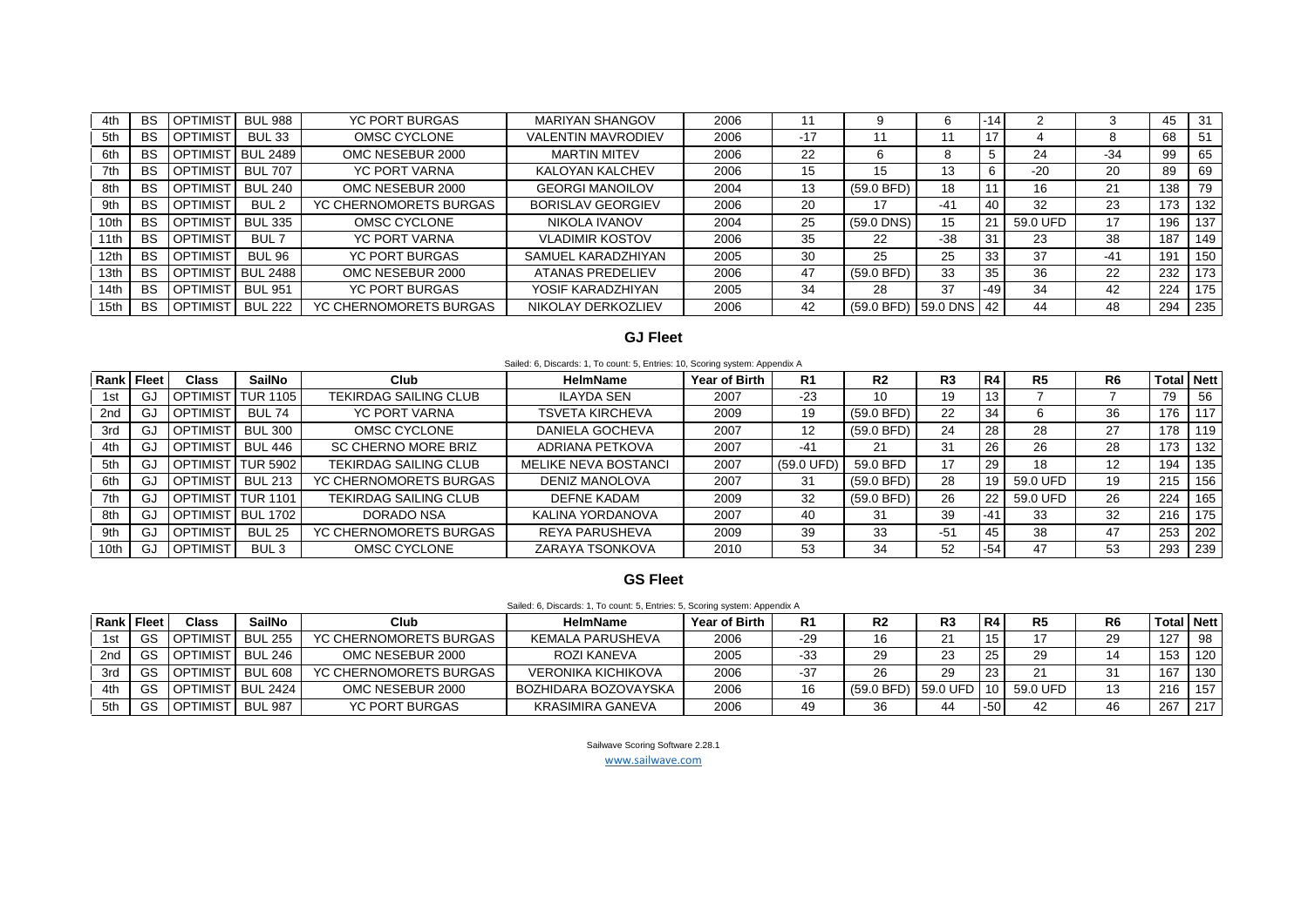| | | | | | | | | | | | | | | | |
|---|---|---|---|---|---|---|---|---|---|---|---|---|---|---|---|
| 4th | BS | OPTIMIST | BUL 988 | YC PORT BURGAS | MARIYAN SHANGOV | 2006 | 11 | 9 | 6 | -14 | 2 | 3 | 45 | 31 |
| 5th | BS | OPTIMIST | BUL 33 | OMSC CYCLONE | VALENTIN MAVRODIEV | 2006 | -17 | 11 | 11 | 17 | 4 | 8 | 68 | 51 |
| 6th | BS | OPTIMIST | BUL 2489 | OMC NESEBUR 2000 | MARTIN MITEV | 2006 | 22 | 6 | 8 | 5 | 24 | -34 | 99 | 65 |
| 7th | BS | OPTIMIST | BUL 707 | YC PORT VARNA | KALOYAN KALCHEV | 2006 | 15 | 15 | 13 | 6 | -20 | 20 | 89 | 69 |
| 8th | BS | OPTIMIST | BUL 240 | OMC NESEBUR 2000 | GEORGI MANOILOV | 2004 | 13 | (59.0 BFD) | 18 | 11 | 16 | 21 | 138 | 79 |
| 9th | BS | OPTIMIST | BUL 2 | YC CHERNOMORETS BURGAS | BORISLAV GEORGIEV | 2006 | 20 | 17 | -41 | 40 | 32 | 23 | 173 | 132 |
| 10th | BS | OPTIMIST | BUL 335 | OMSC CYCLONE | NIKOLA IVANOV | 2004 | 25 | (59.0 DNS) | 15 | 21 | 59.0 UFD | 17 | 196 | 137 |
| 11th | BS | OPTIMIST | BUL 7 | YC PORT VARNA | VLADIMIR KOSTOV | 2006 | 35 | 22 | -38 | 31 | 23 | 38 | 187 | 149 |
| 12th | BS | OPTIMIST | BUL 96 | YC PORT BURGAS | SAMUEL KARADZHIYAN | 2005 | 30 | 25 | 25 | 33 | 37 | -41 | 191 | 150 |
| 13th | BS | OPTIMIST | BUL 2488 | OMC NESEBUR 2000 | ATANAS PREDELIEV | 2006 | 47 | (59.0 BFD) | 33 | 35 | 36 | 22 | 232 | 173 |
| 14th | BS | OPTIMIST | BUL 951 | YC PORT BURGAS | YOSIF KARADZHIYAN | 2005 | 34 | 28 | 37 | -49 | 34 | 42 | 224 | 175 |
| 15th | BS | OPTIMIST | BUL 222 | YC CHERNOMORETS BURGAS | NIKOLAY DERKOZLIEV | 2006 | 42 | (59.0 BFD) | 59.0 DNS | 42 | 44 | 48 | 294 | 235 |

## GJ Fleet

Sailed: 6, Discards: 1, To count: 5, Entries: 10, Scoring system: Appendix A

| Rank | Fleet | Class | SailNo | Club | HelmName | Year of Birth | R1 | R2 | R3 | R4 | R5 | R6 | Total | Nett |
|---|---|---|---|---|---|---|---|---|---|---|---|---|---|---|
| 1st | GJ | OPTIMIST | TUR 1105 | TEKIRDAG SAILING CLUB | ILAYDA SEN | 2007 | -23 | 10 | 19 | 13 | 7 | 7 | 79 | 56 |
| 2nd | GJ | OPTIMIST | BUL 74 | YC PORT VARNA | TSVETA KIRCHEVA | 2009 | 19 | (59.0 BFD) | 22 | 34 | 6 | 36 | 176 | 117 |
| 3rd | GJ | OPTIMIST | BUL 300 | OMSC CYCLONE | DANIELA GOCHEVA | 2007 | 12 | (59.0 BFD) | 24 | 28 | 28 | 27 | 178 | 119 |
| 4th | GJ | OPTIMIST | BUL 446 | SC CHERNO MORE BRIZ | ADRIANA PETKOVA | 2007 | -41 | 21 | 31 | 26 | 26 | 28 | 173 | 132 |
| 5th | GJ | OPTIMIST | TUR 5902 | TEKIRDAG SAILING CLUB | MELIKE NEVA BOSTANCI | 2007 | (59.0 UFD) | 59.0 BFD | 17 | 29 | 18 | 12 | 194 | 135 |
| 6th | GJ | OPTIMIST | BUL 213 | YC CHERNOMORETS BURGAS | DENIZ MANOLOVA | 2007 | 31 | (59.0 BFD) | 28 | 19 | 59.0 UFD | 19 | 215 | 156 |
| 7th | GJ | OPTIMIST | TUR 1101 | TEKIRDAG SAILING CLUB | DEFNE KADAM | 2009 | 32 | (59.0 BFD) | 26 | 22 | 59.0 UFD | 26 | 224 | 165 |
| 8th | GJ | OPTIMIST | BUL 1702 | DORADO NSA | KALINA YORDANOVA | 2007 | 40 | 31 | 39 | -41 | 33 | 32 | 216 | 175 |
| 9th | GJ | OPTIMIST | BUL 25 | YC CHERNOMORETS BURGAS | REYA PARUSHEVA | 2009 | 39 | 33 | -51 | 45 | 38 | 47 | 253 | 202 |
| 10th | GJ | OPTIMIST | BUL 3 | OMSC CYCLONE | ZARAYA TSONKOVA | 2010 | 53 | 34 | 52 | -54 | 47 | 53 | 293 | 239 |

## GS Fleet

Sailed: 6, Discards: 1, To count: 5, Entries: 5, Scoring system: Appendix A

| Rank | Fleet | Class | SailNo | Club | HelmName | Year of Birth | R1 | R2 | R3 | R4 | R5 | R6 | Total | Nett |
|---|---|---|---|---|---|---|---|---|---|---|---|---|---|---|
| 1st | GS | OPTIMIST | BUL 255 | YC CHERNOMORETS BURGAS | KEMALA PARUSHEVA | 2006 | -29 | 16 | 21 | 15 | 17 | 29 | 127 | 98 |
| 2nd | GS | OPTIMIST | BUL 246 | OMC NESEBUR 2000 | ROZI KANEVA | 2005 | -33 | 29 | 23 | 25 | 29 | 14 | 153 | 120 |
| 3rd | GS | OPTIMIST | BUL 608 | YC CHERNOMORETS BURGAS | VERONIKA KICHIKOVA | 2006 | -37 | 26 | 29 | 23 | 21 | 31 | 167 | 130 |
| 4th | GS | OPTIMIST | BUL 2424 | OMC NESEBUR 2000 | BOZHIDARA BOZOVAYSKA | 2006 | 16 | (59.0 BFD) | 59.0 UFD | 10 | 59.0 UFD | 13 | 216 | 157 |
| 5th | GS | OPTIMIST | BUL 987 | YC PORT BURGAS | KRASIMIRA GANEVA | 2006 | 49 | 36 | 44 | -50 | 42 | 46 | 267 | 217 |

Sailwave Scoring Software 2.28.1

www.sailwave.com